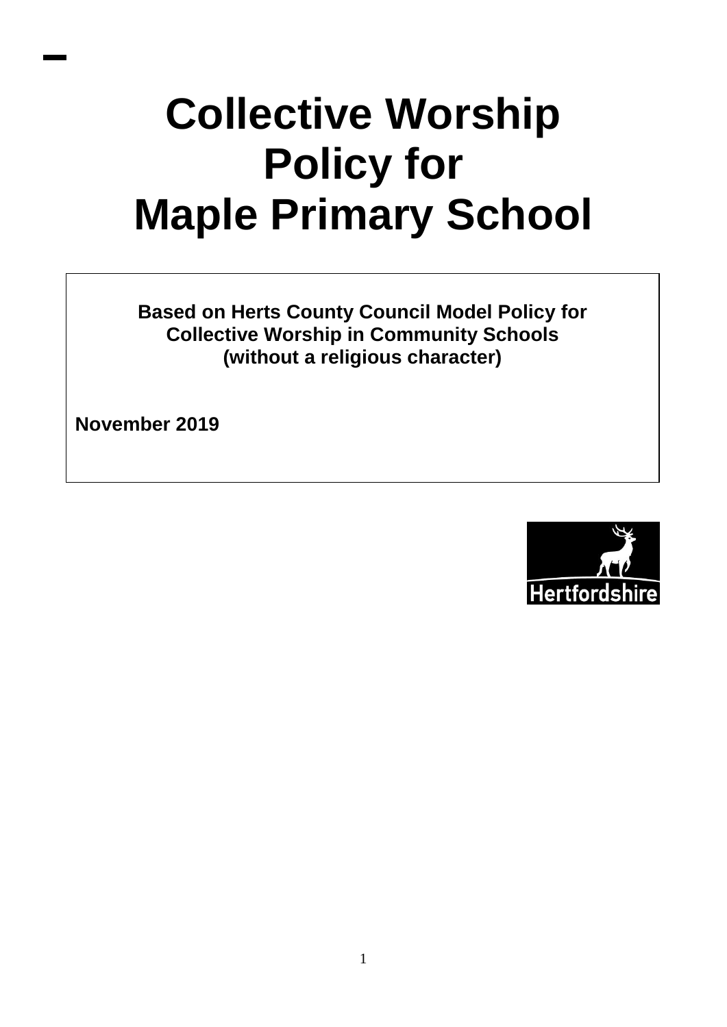# Collective Worship Policy for Maple Primary School

**Based on Herts County Council Model Policy for Collective Worship in Community Schools (without a religious character)**

**November 2019**

Hertfordshire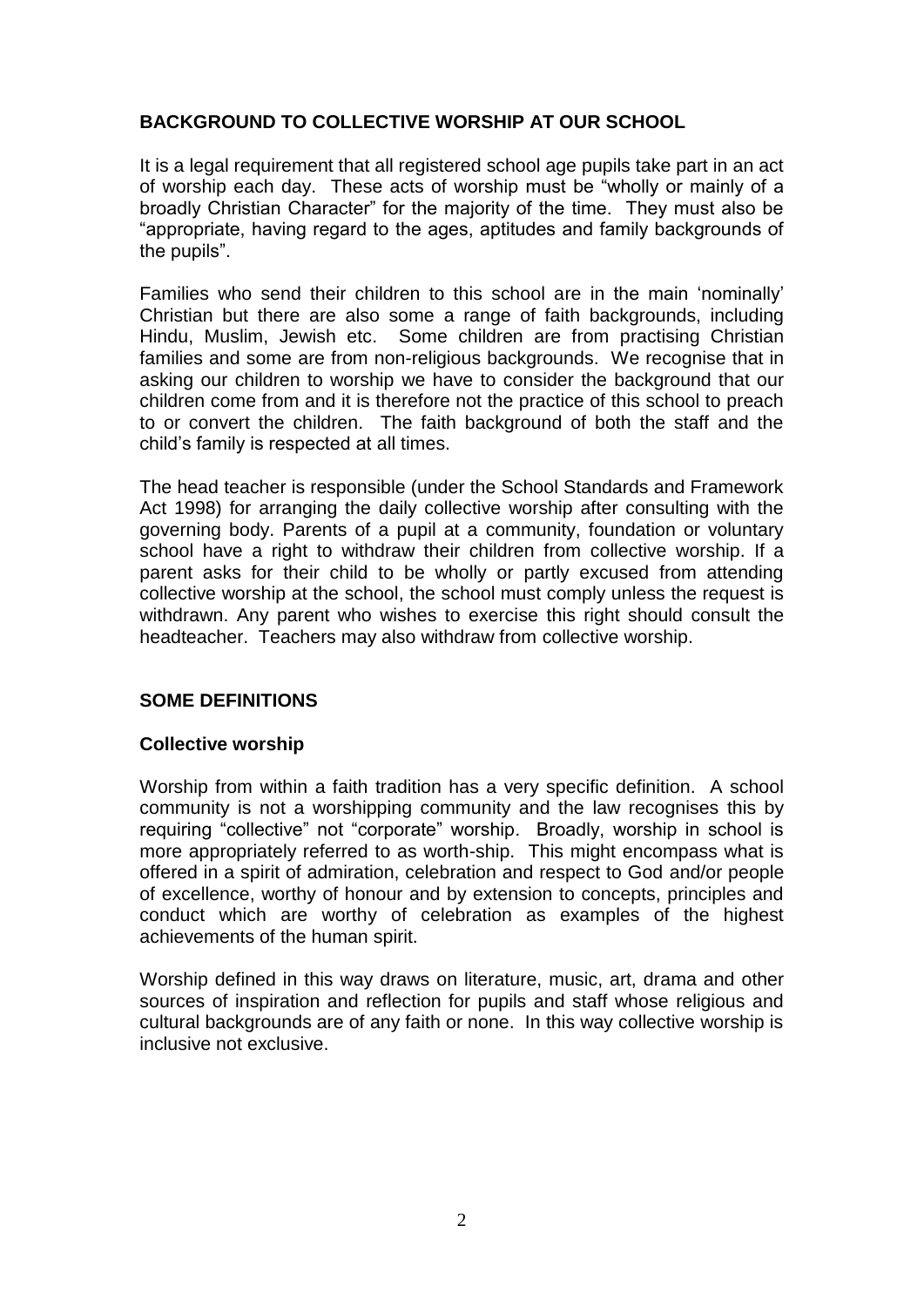## BACKGROUND TO COLLECTIVE WORSHIP AT OUR SCHOOL

It is a legal requirement that all registered school age pupils take part in an act of worship each day. These acts of worship must be "wholly or mainly of a broadly Christian Character" for the majority of the time. They must also be "appropriate, having regard to the ages, aptitudes and family backgrounds of the pupils".

Families who send their children to this school are in the main 'nominally' Christian but there are also some a range of faith backgrounds, including Hindu, Muslim, Jewish etc. Some children are from practising Christian families and some are from non-religious backgrounds. We recognise that in asking our children to worship we have to consider the background that our children come from and it is therefore not the practice of this school to preach to or convert the children. The faith background of both the staff and the child's family is respected at all times.

The head teacher is responsible (under the School Standards and Framework Act 1998) for arranging the daily collective worship after consulting with the governing body. Parents of a pupil at a community, foundation or voluntary school have a right to withdraw their children from collective worship. If a parent asks for their child to be wholly or partly excused from attending collective worship at the school, the school must comply unless the request is withdrawn. Any parent who wishes to exercise this right should consult the headteacher. Teachers may also withdraw from collective worship.

## SOME DEFINITIONS

### Collective worship

Worship from within a faith tradition has a very specific definition. A school community is not a worshipping community and the law recognises this by requiring "collective" not "corporate" worship. Broadly, worship in school is more appropriately referred to as worth-ship. This might encompass what is offered in a spirit of admiration, celebration and respect to God and/or people of excellence, worthy of honour and by extension to concepts, principles and conduct which are worthy of celebration as examples of the highest achievements of the human spirit.

Worship defined in this way draws on literature, music, art, drama and other sources of inspiration and reflection for pupils and staff whose religious and cultural backgrounds are of any faith or none. In this way collective worship is inclusive not exclusive.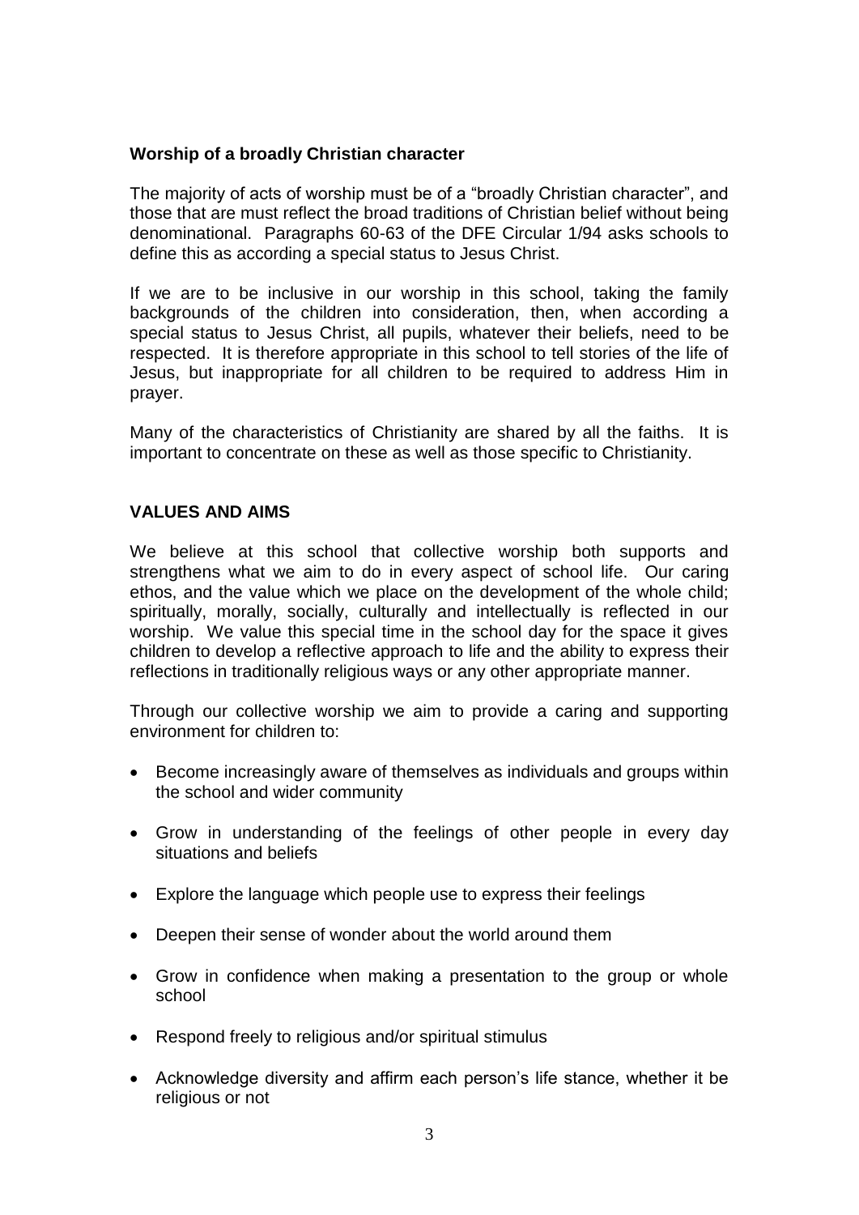### Worship of a broadly Christian character

The majority of acts of worship must be of a "broadly Christian character", and those that are must reflect the broad traditions of Christian belief without being denominational. Paragraphs 60-63 of the DFE Circular 1/94 asks schools to define this as according a special status to Jesus Christ.

If we are to be inclusive in our worship in this school, taking the family backgrounds of the children into consideration, then, when according a special status to Jesus Christ, all pupils, whatever their beliefs, need to be respected. It is therefore appropriate in this school to tell stories of the life of Jesus, but inappropriate for all children to be required to address Him in prayer.

Many of the characteristics of Christianity are shared by all the faiths. It is important to concentrate on these as well as those specific to Christianity.

### VALUES AND AIMS

We believe at this school that collective worship both supports and strengthens what we aim to do in every aspect of school life. Our caring ethos, and the value which we place on the development of the whole child; spiritually, morally, socially, culturally and intellectually is reflected in our worship. We value this special time in the school day for the space it gives children to develop a reflective approach to life and the ability to express their reflections in traditionally religious ways or any other appropriate manner.

Through our collective worship we aim to provide a caring and supporting environment for children to:

- Become increasingly aware of themselves as individuals and groups within the school and wider community
- Grow in understanding of the feelings of other people in every day situations and beliefs
- Explore the language which people use to express their feelings
- Deepen their sense of wonder about the world around them
- Grow in confidence when making a presentation to the group or whole school
- Respond freely to religious and/or spiritual stimulus
- Acknowledge diversity and affirm each person's life stance, whether it be religious or not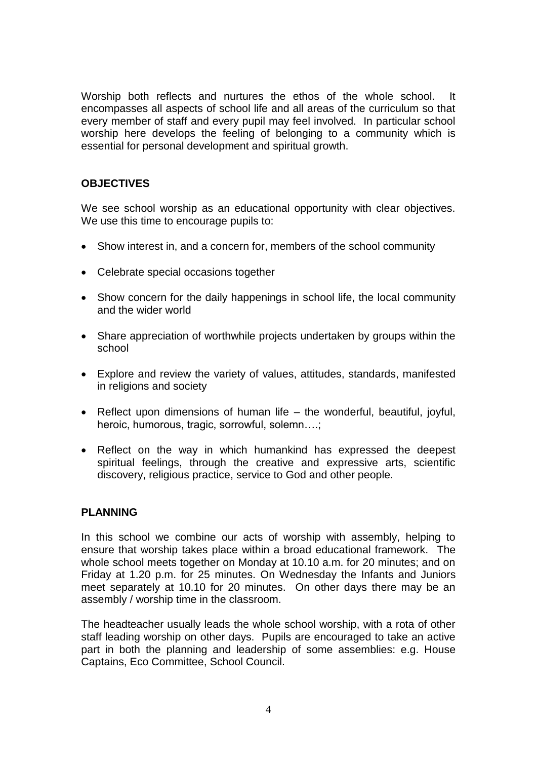Worship both reflects and nurtures the ethos of the whole school. It encompasses all aspects of school life and all areas of the curriculum so that every member of staff and every pupil may feel involved. In particular school worship here develops the feeling of belonging to a community which is essential for personal development and spiritual growth.

## OBJECTIVES

We see school worship as an educational opportunity with clear objectives. We use this time to encourage pupils to:

- Show interest in, and a concern for, members of the school community
- Celebrate special occasions together
- Show concern for the daily happenings in school life, the local community and the wider world
- Share appreciation of worthwhile projects undertaken by groups within the school
- Explore and review the variety of values, attitudes, standards, manifested in religions and society
- Reflect upon dimensions of human life – the wonderful, beautiful, joyful, heroic, humorous, tragic, sorrowful, solemn….;
- Reflect on the way in which humankind has expressed the deepest spiritual feelings, through the creative and expressive arts, scientific discovery, religious practice, service to God and other people.

## PLANNING

In this school we combine our acts of worship with assembly, helping to ensure that worship takes place within a broad educational framework. The whole school meets together on Monday at 10.10 a.m. for 20 minutes; and on Friday at 1.20 p.m. for 25 minutes. On Wednesday the Infants and Juniors meet separately at 10.10 for 20 minutes. On other days there may be an assembly / worship time in the classroom.

The headteacher usually leads the whole school worship, with a rota of other staff leading worship on other days. Pupils are encouraged to take an active part in both the planning and leadership of some assemblies: e.g. House Captains, Eco Committee, School Council.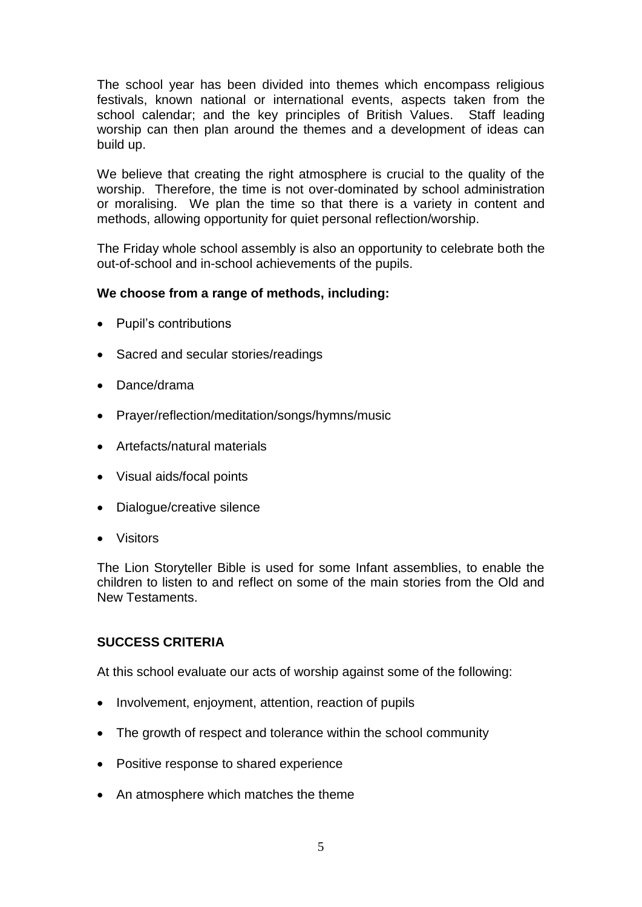The school year has been divided into themes which encompass religious festivals, known national or international events, aspects taken from the school calendar; and the key principles of British Values. Staff leading worship can then plan around the themes and a development of ideas can build up.

We believe that creating the right atmosphere is crucial to the quality of the worship. Therefore, the time is not over-dominated by school administration or moralising. We plan the time so that there is a variety in content and methods, allowing opportunity for quiet personal reflection/worship.

The Friday whole school assembly is also an opportunity to celebrate both the out-of-school and in-school achievements of the pupils.

**We choose from a range of methods, including:**

- Pupil's contributions
- Sacred and secular stories/readings
- Dance/drama
- Prayer/reflection/meditation/songs/hymns/music
- Artefacts/natural materials
- Visual aids/focal points
- Dialogue/creative silence
- Visitors

The Lion Storyteller Bible is used for some Infant assemblies, to enable the children to listen to and reflect on some of the main stories from the Old and New Testaments.

**SUCCESS CRITERIA**

At this school evaluate our acts of worship against some of the following:

- Involvement, enjoyment, attention, reaction of pupils
- The growth of respect and tolerance within the school community
- Positive response to shared experience
- An atmosphere which matches the theme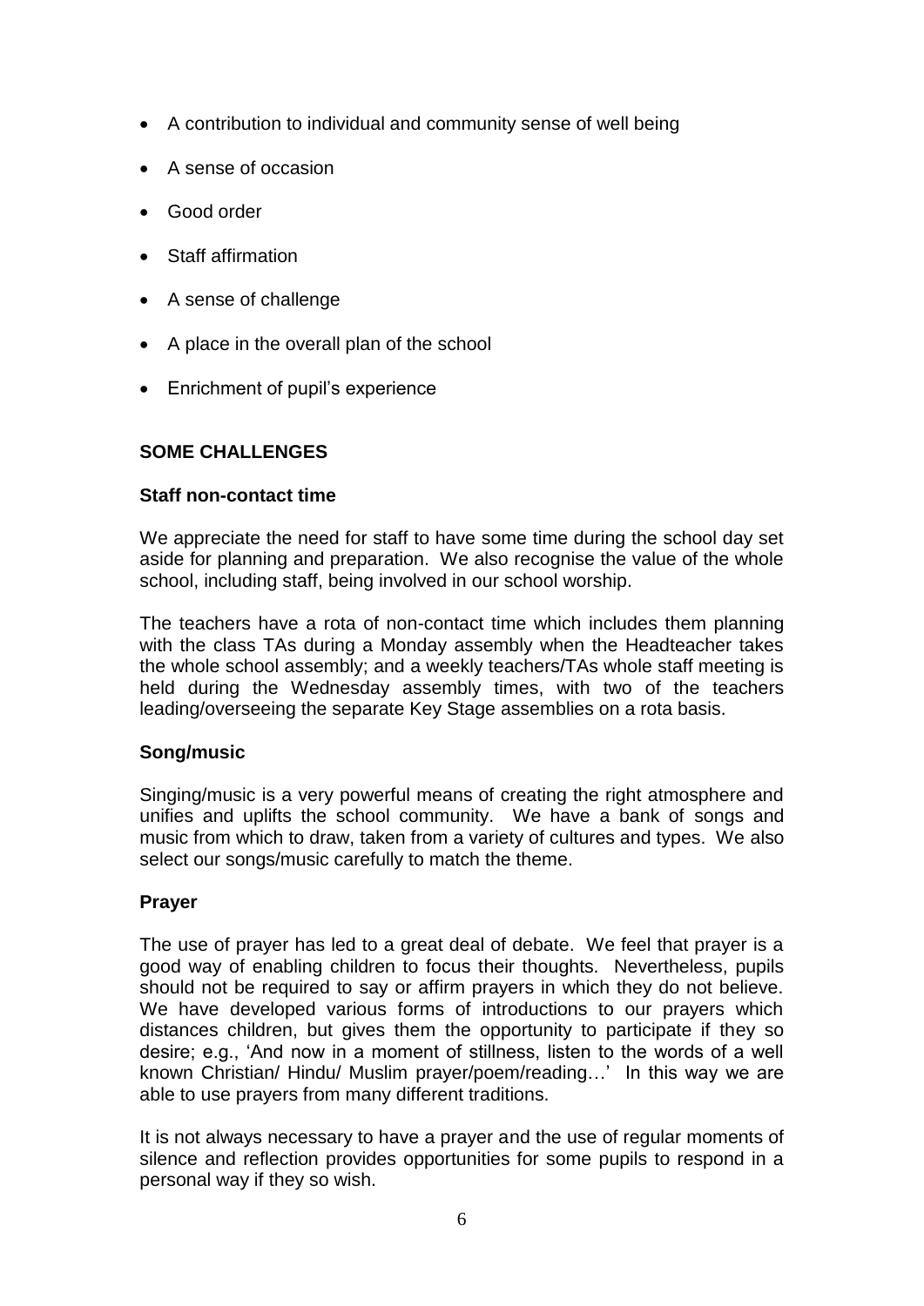- A contribution to individual and community sense of well being
- A sense of occasion
- Good order
- Staff affirmation
- A sense of challenge
- A place in the overall plan of the school
- Enrichment of pupil's experience

## SOME CHALLENGES

### Staff non-contact time

We appreciate the need for staff to have some time during the school day set aside for planning and preparation. We also recognise the value of the whole school, including staff, being involved in our school worship.

The teachers have a rota of non-contact time which includes them planning with the class TAs during a Monday assembly when the Headteacher takes the whole school assembly; and a weekly teachers/TAs whole staff meeting is held during the Wednesday assembly times, with two of the teachers leading/overseeing the separate Key Stage assemblies on a rota basis.

### Song/music

Singing/music is a very powerful means of creating the right atmosphere and unifies and uplifts the school community. We have a bank of songs and music from which to draw, taken from a variety of cultures and types. We also select our songs/music carefully to match the theme.

### Prayer

The use of prayer has led to a great deal of debate. We feel that prayer is a good way of enabling children to focus their thoughts. Nevertheless, pupils should not be required to say or affirm prayers in which they do not believe. We have developed various forms of introductions to our prayers which distances children, but gives them the opportunity to participate if they so desire; e.g., 'And now in a moment of stillness, listen to the words of a well known Christian/ Hindu/ Muslim prayer/poem/reading…' In this way we are able to use prayers from many different traditions.

It is not always necessary to have a prayer and the use of regular moments of silence and reflection provides opportunities for some pupils to respond in a personal way if they so wish.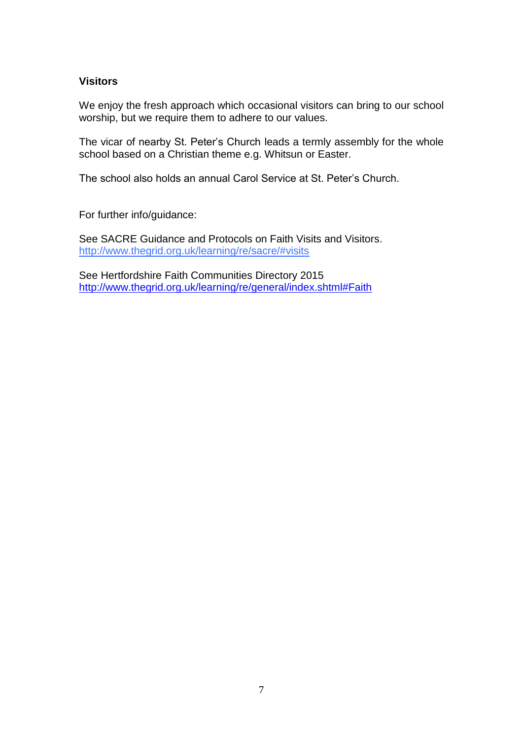**Visitors**

We enjoy the fresh approach which occasional visitors can bring to our school worship, but we require them to adhere to our values.

The vicar of nearby St. Peter's Church leads a termly assembly for the whole school based on a Christian theme e.g. Whitsun or Easter.

The school also holds an annual Carol Service at St. Peter's Church.

For further info/guidance:

See SACRE Guidance and Protocols on Faith Visits and Visitors.
http://www.thegrid.org.uk/learning/re/sacre/#visits

See Hertfordshire Faith Communities Directory 2015
http://www.thegrid.org.uk/learning/re/general/index.shtml#Faith